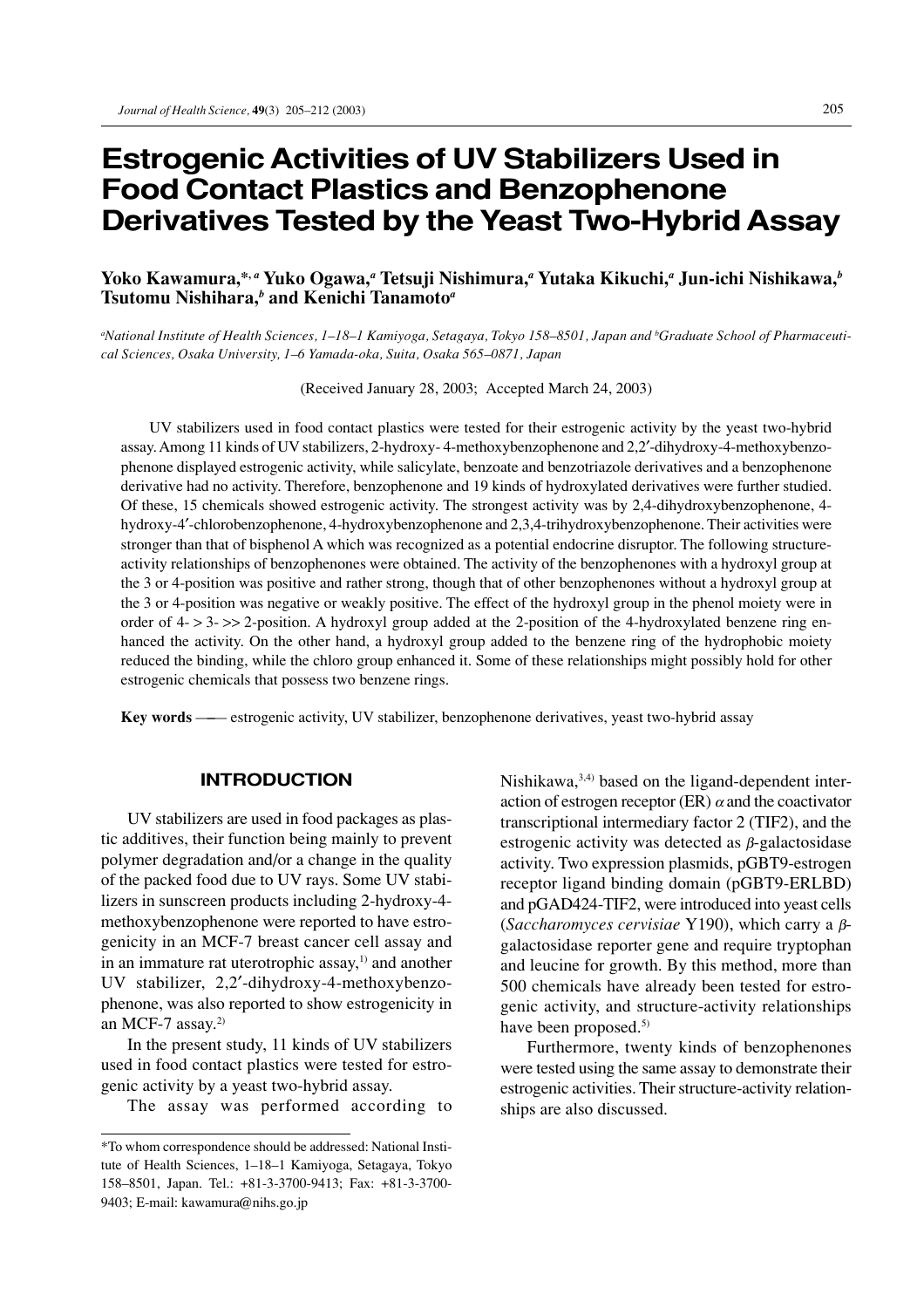# Estrogenic Activities of UV Stabilizers Used in Food Contact Plastics and Benzophenone Derivatives Tested by the Yeast Two-Hybrid Assay

**Yoko Kawamura,[*, a] Yuko Ogawa,[a] Tetsuji Nishimura,[a] Yutaka Kikuchi,[a] Jun-ichi Nishikawa,[b] Tsutomu Nishihara,[b] and Kenichi Tanamoto[a]**

*[a]National Institute of Health Sciences, 1–18–1 Kamiyoga, Setagaya, Tokyo 158–8501, Japan and [b]Graduate School of Pharmaceutical Sciences, Osaka University, 1–6 Yamada-oka, Suita, Osaka 565–0871, Japan*

(Received January 28, 2003; Accepted March 24, 2003)

UV stabilizers used in food contact plastics were tested for their estrogenic activity by the yeast two-hybrid assay. Among 11 kinds of UV stabilizers, 2-hydroxy- 4-methoxybenzophenone and 2,2′-dihydroxy-4-methoxybenzophenone displayed estrogenic activity, while salicylate, benzoate and benzotriazole derivatives and a benzophenone derivative had no activity. Therefore, benzophenone and 19 kinds of hydroxylated derivatives were further studied. Of these, 15 chemicals showed estrogenic activity. The strongest activity was by 2,4-dihydroxybenzophenone, 4-hydroxy-4′-chlorobenzophenone, 4-hydroxybenzophenone and 2,3,4-trihydroxybenzophenone. Their activities were stronger than that of bisphenol A which was recognized as a potential endocrine disruptor. The following structure-activity relationships of benzophenones were obtained. The activity of the benzophenones with a hydroxyl group at the 3 or 4-position was positive and rather strong, though that of other benzophenones without a hydroxyl group at the 3 or 4-position was negative or weakly positive. The effect of the hydroxyl group in the phenol moiety were in order of 4- > 3- >> 2-position. A hydroxyl group added at the 2-position of the 4-hydroxylated benzene ring enhanced the activity. On the other hand, a hydroxyl group added to the benzene ring of the hydrophobic moiety reduced the binding, while the chloro group enhanced it. Some of these relationships might possibly hold for other estrogenic chemicals that possess two benzene rings.

**Key words** —— estrogenic activity, UV stabilizer, benzophenone derivatives, yeast two-hybrid assay

## INTRODUCTION

UV stabilizers are used in food packages as plastic additives, their function being mainly to prevent polymer degradation and/or a change in the quality of the packed food due to UV rays. Some UV stabilizers in sunscreen products including 2-hydroxy-4-methoxybenzophenone were reported to have estrogenicity in an MCF-7 breast cancer cell assay and in an immature rat uterotrophic assay,[1] and another UV stabilizer, 2,2′-dihydroxy-4-methoxybenzophenone, was also reported to show estrogenicity in an MCF-7 assay.[2]

In the present study, 11 kinds of UV stabilizers used in food contact plastics were tested for estrogenic activity by a yeast two-hybrid assay.

The assay was performed according to Nishikawa,[3,4] based on the ligand-dependent interaction of estrogen receptor (ER) $\alpha$ and the coactivator transcriptional intermediary factor 2 (TIF2), and the estrogenic activity was detected as $\beta$-galactosidase activity. Two expression plasmids, pGBT9-estrogen receptor ligand binding domain (pGBT9-ERLBD) and pGAD424-TIF2, were introduced into yeast cells (*Saccharomyces cervisiae* Y190), which carry a $\beta$-galactosidase reporter gene and require tryptophan and leucine for growth. By this method, more than 500 chemicals have already been tested for estrogenic activity, and structure-activity relationships have been proposed.[5]

Furthermore, twenty kinds of benzophenones were tested using the same assay to demonstrate their estrogenic activities. Their structure-activity relationships are also discussed.

*To whom correspondence should be addressed: National Institute of Health Sciences, 1–18–1 Kamiyoga, Setagaya, Tokyo 158–8501, Japan. Tel.: +81-3-3700-9413; Fax: +81-3-3700-9403; E-mail: kawamura@nihs.go.jp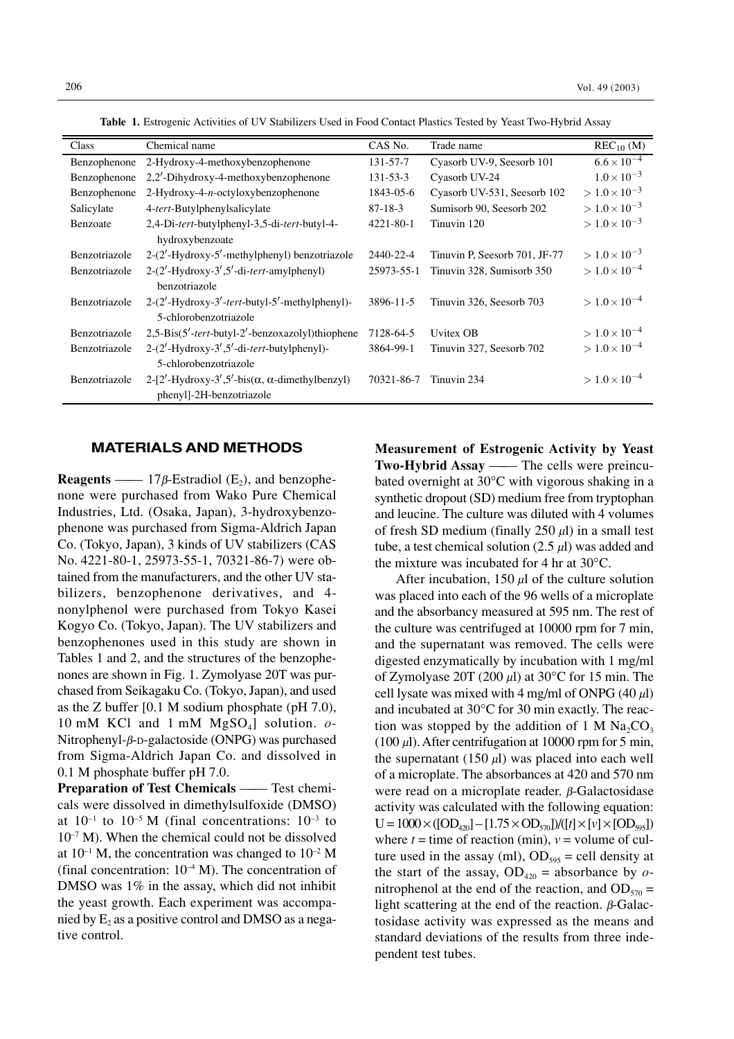**Table 1.** Estrogenic Activities of UV Stabilizers Used in Food Contact Plastics Tested by Yeast Two-Hybrid Assay

| Class | Chemical name | CAS No. | Trade name | $REC_{10}$ (M) |
|---|---|---|---|---|
| Benzophenone | 2-Hydroxy-4-methoxybenzophenone | 131-57-7 | Cyasorb UV-9, Seesorb 101 | $6.6 \times 10^{-4}$ |
| Benzophenone | 2,2′-Dihydroxy-4-methoxybenzophenone | 131-53-3 | Cyasorb UV-24 | $1.0 \times 10^{-3}$ |
| Benzophenone | 2-Hydroxy-4-*n*-octyloxybenzophenone | 1843-05-6 | Cyasorb UV-531, Seesorb 102 | $> 1.0 \times 10^{-3}$ |
| Salicylate | 4-*tert*-Butylphenylsalicylate | 87-18-3 | Sumisorb 90, Seesorb 202 | $> 1.0 \times 10^{-3}$ |
| Benzoate | 2,4-Di-*tert*-butylphenyl-3,5-di-*tert*-butyl-4-hydroxybenzoate | 4221-80-1 | Tinuvin 120 | $> 1.0 \times 10^{-3}$ |
| Benzotriazole | 2-(2′-Hydroxy-5′-methylphenyl) benzotriazole | 2440-22-4 | Tinuvin P, Seesorb 701, JF-77 | $> 1.0 \times 10^{-3}$ |
| Benzotriazole | 2-(2′-Hydroxy-3′,5′-di-*tert*-amylphenyl) benzotriazole | 25973-55-1 | Tinuvin 328, Sumisorb 350 | $> 1.0 \times 10^{-4}$ |
| Benzotriazole | 2-(2′-Hydroxy-3′-*tert*-butyl-5′-methylphenyl)-5-chlorobenzotriazole | 3896-11-5 | Tinuvin 326, Seesorb 703 | $> 1.0 \times 10^{-4}$ |
| Benzotriazole | 2,5-Bis(5′-*tert*-butyl-2′-benzoxazolyl)thiophene | 7128-64-5 | Uvitex OB | $> 1.0 \times 10^{-4}$ |
| Benzotriazole | 2-(2′-Hydroxy-3′,5′-di-*tert*-butylphenyl)-5-chlorobenzotriazole | 3864-99-1 | Tinuvin 327, Seesorb 702 | $> 1.0 \times 10^{-4}$ |
| Benzotriazole | 2-[2′-Hydroxy-3′,5′-bis(α, α-dimethylbenzyl) phenyl]-2H-benzotriazole | 70321-86-7 | Tinuvin 234 | $> 1.0 \times 10^{-4}$ |

## MATERIALS AND METHODS

**Reagents** —— 17*β*-Estradiol ($E_2$), and benzophenone were purchased from Wako Pure Chemical Industries, Ltd. (Osaka, Japan), 3-hydroxybenzophenone was purchased from Sigma-Aldrich Japan Co. (Tokyo, Japan), 3 kinds of UV stabilizers (CAS No. 4221-80-1, 25973-55-1, 70321-86-7) were obtained from the manufacturers, and the other UV stabilizers, benzophenone derivatives, and 4-nonylphenol were purchased from Tokyo Kasei Kogyo Co. (Tokyo, Japan). The UV stabilizers and benzophenones used in this study are shown in Tables 1 and 2, and the structures of the benzophenones are shown in Fig. 1. Zymolyase 20T was purchased from Seikagaku Co. (Tokyo, Japan), and used as the Z buffer [0.1 M sodium phosphate (pH 7.0), 10 mM KCl and 1 mM $MgSO_4$] solution. *o*-Nitrophenyl-*β*-D-galactoside (ONPG) was purchased from Sigma-Aldrich Japan Co. and dissolved in 0.1 M phosphate buffer pH 7.0.

**Preparation of Test Chemicals** —— Test chemicals were dissolved in dimethylsulfoxide (DMSO) at $10^{-1}$ to $10^{-5}$ M (final concentrations: $10^{-3}$ to $10^{-7}$ M). When the chemical could not be dissolved at $10^{-1}$ M, the concentration was changed to $10^{-2}$ M (final concentration: $10^{-4}$ M). The concentration of DMSO was 1% in the assay, which did not inhibit the yeast growth. Each experiment was accompanied by $E_2$ as a positive control and DMSO as a negative control.

**Measurement of Estrogenic Activity by Yeast Two-Hybrid Assay** —— The cells were preincubated overnight at 30°C with vigorous shaking in a synthetic dropout (SD) medium free from tryptophan and leucine. The culture was diluted with 4 volumes of fresh SD medium (finally 250 *μ*l) in a small test tube, a test chemical solution (2.5 *μ*l) was added and the mixture was incubated for 4 hr at 30°C.

After incubation, 150 *μ*l of the culture solution was placed into each of the 96 wells of a microplate and the absorbancy measured at 595 nm. The rest of the culture was centrifuged at 10000 rpm for 7 min, and the supernatant was removed. The cells were digested enzymatically by incubation with 1 mg/ml of Zymolyase 20T (200 *μ*l) at 30°C for 15 min. The cell lysate was mixed with 4 mg/ml of ONPG (40 *μ*l) and incubated at 30°C for 30 min exactly. The reaction was stopped by the addition of 1 M $Na_2CO_3$ (100 *μ*l). After centrifugation at 10000 rpm for 5 min, the supernatant (150 *μ*l) was placed into each well of a microplate. The absorbances at 420 and 570 nm were read on a microplate reader. *β*-Galactosidase activity was calculated with the following equation: $U = 1000 \times ([OD_{420}] - [1.75 \times OD_{570}])/([t] \times [v] \times [OD_{595}])$ where $t$ = time of reaction (min), $v$ = volume of culture used in the assay (ml), $OD_{595}$ = cell density at the start of the assay, $OD_{420}$ = absorbance by *o*-nitrophenol at the end of the reaction, and $OD_{570}$ = light scattering at the end of the reaction. *β*-Galactosidase activity was expressed as the means and standard deviations of the results from three independent test tubes.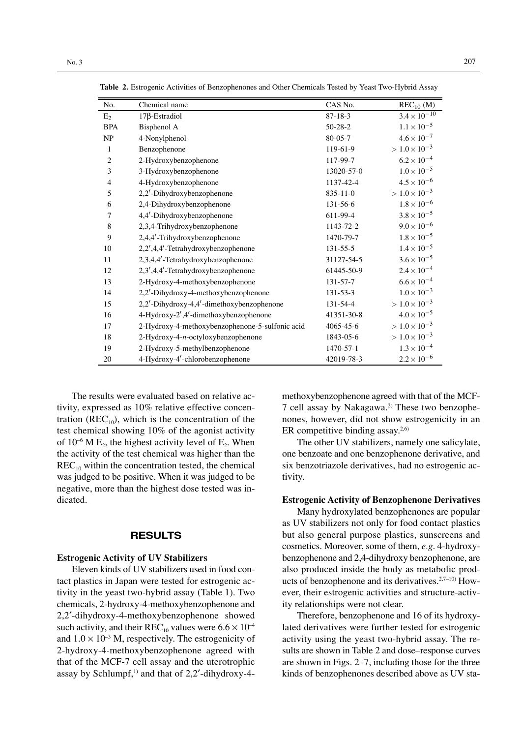**Table 2.** Estrogenic Activities of Benzophenones and Other Chemicals Tested by Yeast Two-Hybrid Assay

| No. | Chemical name | CAS No. | $REC_{10}$ (M) |
|---|---|---|---|
| $E_2$ | 17β-Estradiol | 87-18-3 | $3.4 \times 10^{-10}$ |
| BPA | Bisphenol A | 50-28-2 | $1.1 \times 10^{-5}$ |
| NP | 4-Nonylphenol | 80-05-7 | $4.6 \times 10^{-7}$ |
| 1 | Benzophenone | 119-61-9 | $> 1.0 \times 10^{-3}$ |
| 2 | 2-Hydroxybenzophenone | 117-99-7 | $6.2 \times 10^{-4}$ |
| 3 | 3-Hydroxybenzophenone | 13020-57-0 | $1.0 \times 10^{-5}$ |
| 4 | 4-Hydroxybenzophenone | 1137-42-4 | $4.5 \times 10^{-6}$ |
| 5 | 2,2′-Dihydroxybenzophenone | 835-11-0 | $> 1.0 \times 10^{-3}$ |
| 6 | 2,4-Dihydroxybenzophenone | 131-56-6 | $1.8 \times 10^{-6}$ |
| 7 | 4,4′-Dihydroxybenzophenone | 611-99-4 | $3.8 \times 10^{-5}$ |
| 8 | 2,3,4-Trihydroxybenzophenone | 1143-72-2 | $9.0 \times 10^{-6}$ |
| 9 | 2,4,4′-Trihydroxybenzophenone | 1470-79-7 | $1.8 \times 10^{-5}$ |
| 10 | 2,2′,4,4′-Tetrahydroxybenzophenone | 131-55-5 | $1.4 \times 10^{-5}$ |
| 11 | 2,3,4,4′-Tetrahydroxybenzophenone | 31127-54-5 | $3.6 \times 10^{-5}$ |
| 12 | 2,3′,4,4′-Tetrahydroxybenzophenone | 61445-50-9 | $2.4 \times 10^{-4}$ |
| 13 | 2-Hydroxy-4-methoxybenzophenone | 131-57-7 | $6.6 \times 10^{-4}$ |
| 14 | 2,2′-Dihydroxy-4-methoxybenzophenone | 131-53-3 | $1.0 \times 10^{-3}$ |
| 15 | 2,2′-Dihydroxy-4,4′-dimethoxybenzophenone | 131-54-4 | $> 1.0 \times 10^{-3}$ |
| 16 | 4-Hydroxy-2′,4′-dimethoxybenzophenone | 41351-30-8 | $4.0 \times 10^{-5}$ |
| 17 | 2-Hydroxy-4-methoxybenzophenone-5-sulfonic acid | 4065-45-6 | $> 1.0 \times 10^{-3}$ |
| 18 | 2-Hydroxy-4-*n*-octyloxybenzophenone | 1843-05-6 | $> 1.0 \times 10^{-3}$ |
| 19 | 2-Hydroxy-5-methylbenzophenone | 1470-57-1 | $1.3 \times 10^{-4}$ |
| 20 | 4-Hydroxy-4′-chlorobenzophenone | 42019-78-3 | $2.2 \times 10^{-6}$ |

The results were evaluated based on relative activity, expressed as 10% relative effective concentration ($REC_{10}$), which is the concentration of the test chemical showing 10% of the agonist activity of $10^{-6}$ M $E_2$, the highest activity level of $E_2$. When the activity of the test chemical was higher than the $REC_{10}$ within the concentration tested, the chemical was judged to be positive. When it was judged to be negative, more than the highest dose tested was indicated.

## RESULTS

### Estrogenic Activity of UV Stabilizers

Eleven kinds of UV stabilizers used in food contact plastics in Japan were tested for estrogenic activity in the yeast two-hybrid assay (Table 1). Two chemicals, 2-hydroxy-4-methoxybenzophenone and 2,2′-dihydroxy-4-methoxybenzophenone showed such activity, and their $REC_{10}$ values were $6.6 \times 10^{-4}$ and $1.0 \times 10^{-3}$ M, respectively. The estrogenicity of 2-hydroxy-4-methoxybenzophenone agreed with that of the MCF-7 cell assay and the uterotrophic assay by Schlumpf,[1] and that of 2,2′-dihydroxy-4-methoxybenzophenone agreed with that of the MCF-7 cell assay by Nakagawa.[2] These two benzophenones, however, did not show estrogenicity in an ER competitive binding assay.[2,6]

The other UV stabilizers, namely one salicylate, one benzoate and one benzophenone derivative, and six benzotriazole derivatives, had no estrogenic activity.

### Estrogenic Activity of Benzophenone Derivatives

Many hydroxylated benzophenones are popular as UV stabilizers not only for food contact plastics but also general purpose plastics, sunscreens and cosmetics. Moreover, some of them, *e.g*. 4-hydroxybenzophenone and 2,4-dihydroxy benzophenone, are also produced inside the body as metabolic products of benzophenone and its derivatives.[2,7–10] However, their estrogenic activities and structure-activity relationships were not clear.

Therefore, benzophenone and 16 of its hydroxylated derivatives were further tested for estrogenic activity using the yeast two-hybrid assay. The results are shown in Table 2 and dose–response curves are shown in Figs. 2–7, including those for the three kinds of benzophenones described above as UV sta-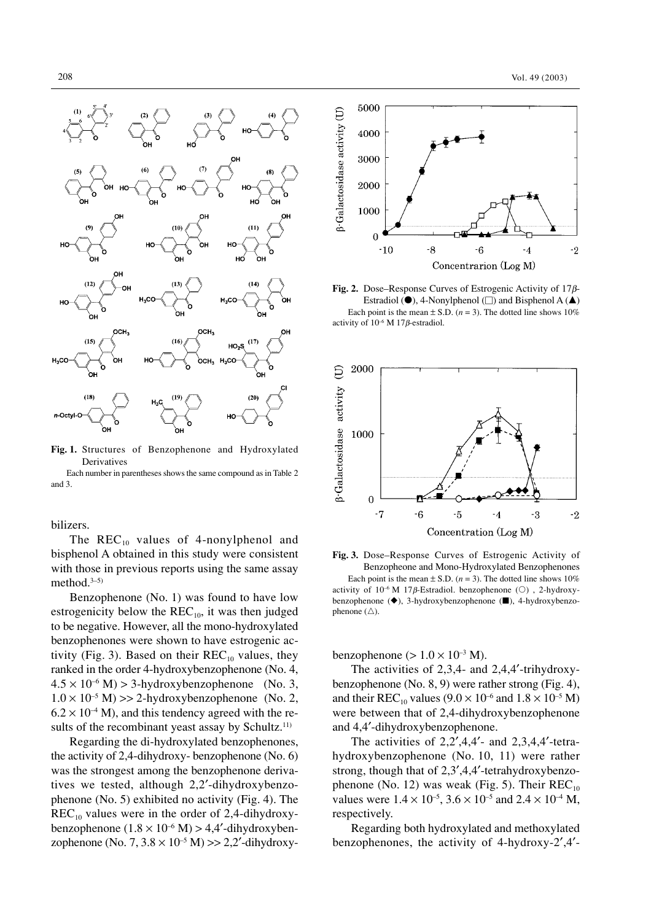**Fig. 1.** Structures of Benzophenone and Hydroxylated Derivatives

Each number in parentheses shows the same compound as in Table 2 and 3.

bilizers.

The $REC_{10}$ values of 4-nonylphenol and bisphenol A obtained in this study were consistent with those in previous reports using the same assay method.[3–5)]

Benzophenone (No. 1) was found to have low estrogenicity below the $REC_{10}$, it was then judged to be negative. However, all the mono-hydroxylated benzophenones were shown to have estrogenic activity (Fig. 3). Based on their $REC_{10}$ values, they ranked in the order 4-hydroxybenzophenone (No. 4, $4.5 \times 10^{-6}$ M) > 3-hydroxybenzophenone (No. 3, $1.0 \times 10^{-5}$ M) >> 2-hydroxybenzophenone (No. 2, $6.2 \times 10^{-4}$ M), and this tendency agreed with the results of the recombinant yeast assay by Schultz.[11)]

Regarding the di-hydroxylated benzophenones, the activity of 2,4-dihydroxy- benzophenone (No. 6) was the strongest among the benzophenone derivatives we tested, although 2,2′-dihydroxybenzophenone (No. 5) exhibited no activity (Fig. 4). The $REC_{10}$ values were in the order of 2,4-dihydroxybenzophenone ($1.8 \times 10^{-6}$ M) > 4,4′-dihydroxybenzophenone (No. 7, $3.8 \times 10^{-5}$ M) >> 2,2′-dihydroxybenzophenone (> $1.0 \times 10^{-3}$ M).

**Fig. 2.** Dose–Response Curves of Estrogenic Activity of 17$\beta$-Estradiol (●), 4-Nonylphenol (□) and Bisphenol A (▲)

Each point is the mean ± S.D. ($n = 3$). The dotted line shows 10% activity of $10^{-6}$ M 17$\beta$-estradiol.

**Fig. 3.** Dose–Response Curves of Estrogenic Activity of Benzopheone and Mono-Hydroxylated Benzophenones

Each point is the mean ± S.D. ($n = 3$). The dotted line shows 10% activity of $10^{-6}$ M 17$\beta$-Estradiol. benzophenone (○), 2-hydroxybenzophenone (◆), 3-hydroxybenzophenone (■), 4-hydroxybenzophenone (△).

The activities of 2,3,4- and 2,4,4′-trihydroxybenzophenone (No. 8, 9) were rather strong (Fig. 4), and their $REC_{10}$ values ($9.0 \times 10^{-6}$ and $1.8 \times 10^{-5}$ M) were between that of 2,4-dihydroxybenzophenone and 4,4′-dihydroxybenzophenone.

The activities of 2,2′,4,4′- and 2,3,4,4′-tetrahydroxybenzophenone (No. 10, 11) were rather strong, though that of 2,3′,4,4′-tetrahydroxybenzophenone (No. 12) was weak (Fig. 5). Their $REC_{10}$ values were $1.4 \times 10^{-5}$, $3.6 \times 10^{-5}$ and $2.4 \times 10^{-4}$ M, respectively.

Regarding both hydroxylated and methoxylated benzophenones, the activity of 4-hydroxy-2′,4′-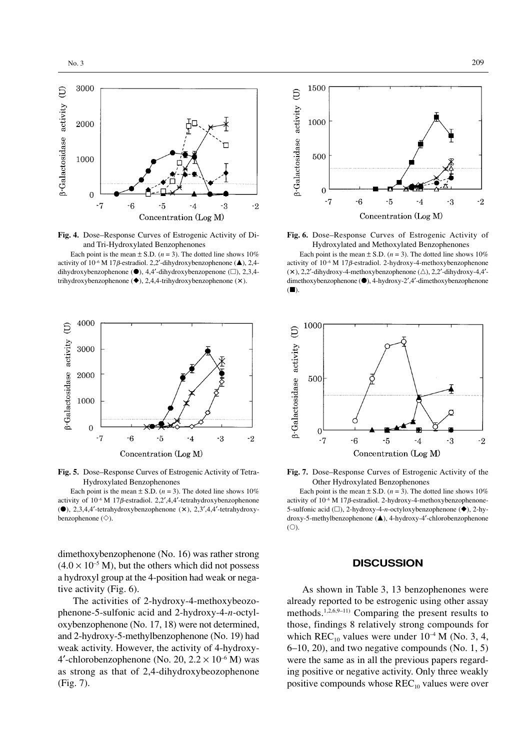**Fig. 4.** Dose–Response Curves of Estrogenic Activity of Di- and Tri-Hydroxylated Benzophenones

Each point is the mean ± S.D. ($n = 3$). The dotted line shows 10% activity of $10^{-6}$ M 17$\beta$-estradiol. 2,2′-dihydroxybenzophenone (▲), 2,4-dihydroxybenzophenone (●), 4,4′-dihydroxybenzopenone (□), 2,3,4-trihydroxybenzophenone (◆), 2,4,4-trihydroxybenzophenone (×).

**Fig. 6.** Dose–Response Curves of Estrogenic Activity of Hydroxylated and Methoxylated Benzophenones

Each point is the mean ± S.D. ($n = 3$). The dotted line shows 10% activity of $10^{-6}$ M 17$\beta$-estradiol. 2-hydroxy-4-methoxybenzophenone (×), 2,2′-dihydroxy-4-methoxybenzophenone (△), 2,2′-dihydroxy-4,4′-dimethoxybenzophenone (●), 4-hydroxy-2′,4′-dimethoxybenzophenone (■).

**Fig. 5.** Dose–Response Curves of Estrogenic Activity of Tetra-Hydroxylated Benzophenones

Each point is the mean ± S.D. ($n = 3$). The doted line shows 10% activity of $10^{-6}$ M 17$\beta$-estradiol. 2,2′,4,4′-tetrahydroxybenzophenone (●), 2,3,4,4′-tetrahydroxybenzophenone (×), 2,3′,4,4′-tetrahydroxybenzophenone (◇).

**Fig. 7.** Dose–Response Curves of Estrogenic Activity of the Other Hydroxylated Benzophenones

Each point is the mean ± S.D. ($n = 3$). The dotted line shows 10% activity of $10^{-6}$ M 17$\beta$-estradiol. 2-hydroxy-4-methoxybenzophenone-5-sulfonic acid (□), 2-hydroxy-4-*n*-octyloxybenzophenone (◆), 2-hydroxy-5-methylbenzophenone (▲), 4-hydroxy-4′-chlorobenzophenone (○).

dimethoxybenzophenone (No. 16) was rather strong ($4.0 \times 10^{-5}$ M), but the others which did not possess a hydroxyl group at the 4-position had weak or negative activity (Fig. 6).

The activities of 2-hydroxy-4-methoxybeozophenone-5-sulfonic acid and 2-hydroxy-4-*n*-octyloxybenzophenone (No. 17, 18) were not determined, and 2-hydroxy-5-methylbenzophenone (No. 19) had weak activity. However, the activity of 4-hydroxy-4′-chlorobenzophenone (No. 20, $2.2 \times 10^{-6}$ M) was as strong as that of 2,4-dihydroxybeozophenone (Fig. 7).

## DISCUSSION

As shown in Table 3, 13 benzophenones were already reported to be estrogenic using other assay methods.[1,2,6,9–11] Comparing the present results to those, findings 8 relatively strong compounds for which $REC_{10}$ values were under $10^{-4}$ M (No. 3, 4, 6–10, 20), and two negative compounds (No. 1, 5) were the same as in all the previous papers regarding positive or negative activity. Only three weakly positive compounds whose $REC_{10}$ values were over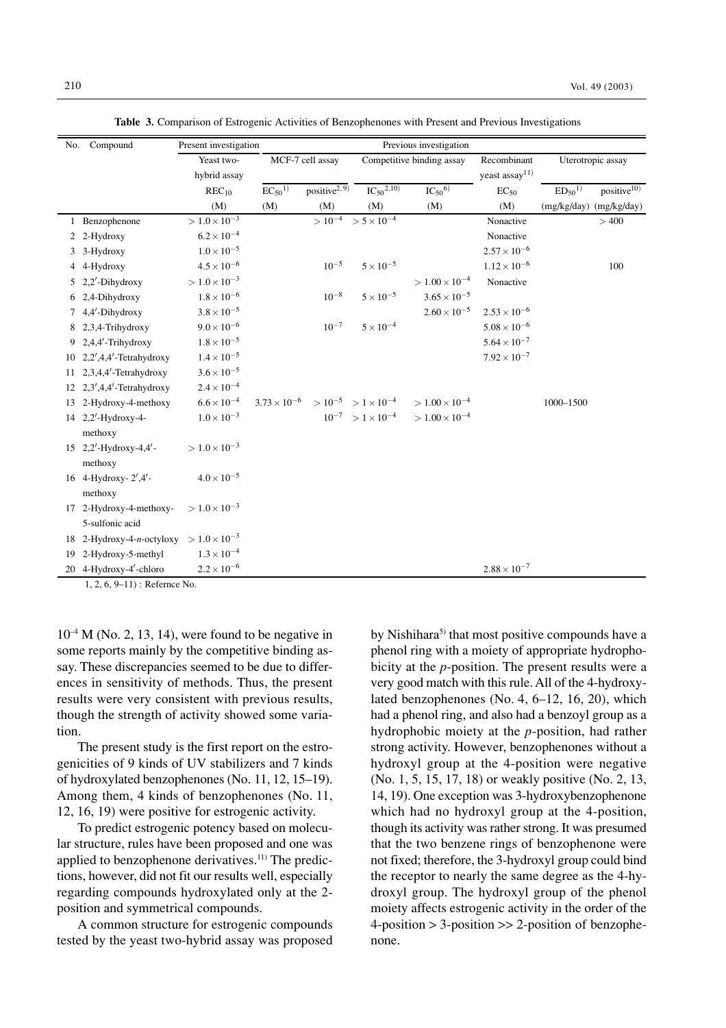**Table 3.** Comparison of Estrogenic Activities of Benzophenones with Present and Previous Investigations

| No. | Compound | Present investigation | Previous investigation | | | | | | |
|---|---|---|---|---|---|---|---|---|---|
| | | Yeast two-hybrid assay | MCF-7 cell assay | | Competitive binding assay | | Recombinant yeast assay[11] | Uterotropic assay | |
| | | $REC_{10}$ (M) | $EC_{50}$[1] (M) | positive[2,9] (M) | $IC_{50}$[2,10] (M) | $IC_{50}$[6] (M) | $EC_{50}$ (M) | $ED_{50}$[1] (mg/kg/day) | positive[10] (mg/kg/day) |
| 1 | Benzophenone | $> 1.0 \times 10^{-3}$ | | $> 10^{-4}$ | $> 5 \times 10^{-4}$ | | Nonactive | | $> 400$ |
| 2 | 2-Hydroxy | $6.2 \times 10^{-4}$ | | | | | Nonactive | | |
| 3 | 3-Hydroxy | $1.0 \times 10^{-5}$ | | | | | $2.57 \times 10^{-6}$ | | |
| 4 | 4-Hydroxy | $4.5 \times 10^{-6}$ | | $10^{-5}$ | $5 \times 10^{-5}$ | | $1.12 \times 10^{-6}$ | | 100 |
| 5 | 2,2′-Dihydroxy | $> 1.0 \times 10^{-3}$ | | | | $> 1.00 \times 10^{-4}$ | Nonactive | | |
| 6 | 2,4-Dihydroxy | $1.8 \times 10^{-6}$ | | $10^{-8}$ | $5 \times 10^{-5}$ | $3.65 \times 10^{-5}$ | | | |
| 7 | 4,4′-Dihydroxy | $3.8 \times 10^{-5}$ | | | | $2.60 \times 10^{-5}$ | $2.53 \times 10^{-6}$ | | |
| 8 | 2,3,4-Trihydroxy | $9.0 \times 10^{-6}$ | | $10^{-7}$ | $5 \times 10^{-4}$ | | $5.08 \times 10^{-6}$ | | |
| 9 | 2,4,4′-Trihydroxy | $1.8 \times 10^{-5}$ | | | | | $5.64 \times 10^{-7}$ | | |
| 10 | 2,2′,4,4′-Tetrahydroxy | $1.4 \times 10^{-5}$ | | | | | $7.92 \times 10^{-7}$ | | |
| 11 | 2,3,4,4′-Tetrahydroxy | $3.6 \times 10^{-5}$ | | | | | | | |
| 12 | 2,3′,4,4′-Tetrahydroxy | $2.4 \times 10^{-4}$ | | | | | | | |
| 13 | 2-Hydroxy-4-methoxy | $6.6 \times 10^{-4}$ | $3.73 \times 10^{-6}$ | $> 10^{-5}$ | $> 1 \times 10^{-4}$ | $> 1.00 \times 10^{-4}$ | | 1000–1500 | |
| 14 | 2,2′-Hydroxy-4-methoxy | $1.0 \times 10^{-3}$ | | $10^{-7}$ | $> 1 \times 10^{-4}$ | $> 1.00 \times 10^{-4}$ | | | |
| 15 | 2,2′-Hydroxy-4,4′-methoxy | $> 1.0 \times 10^{-3}$ | | | | | | | |
| 16 | 4-Hydroxy-2′,4′-methoxy | $4.0 \times 10^{-5}$ | | | | | | | |
| 17 | 2-Hydroxy-4-methoxy-5-sulfonic acid | $> 1.0 \times 10^{-3}$ | | | | | | | |
| 18 | 2-Hydroxy-4-*n*-octyloxy | $> 1.0 \times 10^{-3}$ | | | | | | | |
| 19 | 2-Hydroxy-5-methyl | $1.3 \times 10^{-4}$ | | | | | | | |
| 20 | 4-Hydroxy-4′-chloro | $2.2 \times 10^{-6}$ | | | | | $2.88 \times 10^{-7}$ | | |

1, 2, 6, 9–11) : Refernce No.

$10^{-4}$ M (No. 2, 13, 14), were found to be negative in some reports mainly by the competitive binding assay. These discrepancies seemed to be due to differences in sensitivity of methods. Thus, the present results were very consistent with previous results, though the strength of activity showed some variation.

The present study is the first report on the estrogenicities of 9 kinds of UV stabilizers and 7 kinds of hydroxylated benzophenones (No. 11, 12, 15–19). Among them, 4 kinds of benzophenones (No. 11, 12, 16, 19) were positive for estrogenic activity.

To predict estrogenic potency based on molecular structure, rules have been proposed and one was applied to benzophenone derivatives.[11] The predictions, however, did not fit our results well, especially regarding compounds hydroxylated only at the 2-position and symmetrical compounds.

A common structure for estrogenic compounds tested by the yeast two-hybrid assay was proposed by Nishihara[5] that most positive compounds have a phenol ring with a moiety of appropriate hydrophobicity at the *p*-position. The present results were a very good match with this rule. All of the 4-hydroxylated benzophenones (No. 4, 6–12, 16, 20), which had a phenol ring, and also had a benzoyl group as a hydrophobic moiety at the *p*-position, had rather strong activity. However, benzophenones without a hydroxyl group at the 4-position were negative (No. 1, 5, 15, 17, 18) or weakly positive (No. 2, 13, 14, 19). One exception was 3-hydroxybenzophenone which had no hydroxyl group at the 4-position, though its activity was rather strong. It was presumed that the two benzene rings of benzophenone were not fixed; therefore, the 3-hydroxyl group could bind the receptor to nearly the same degree as the 4-hydroxyl group. The hydroxyl group of the phenol moiety affects estrogenic activity in the order of the 4-position > 3-position >> 2-position of benzophenone.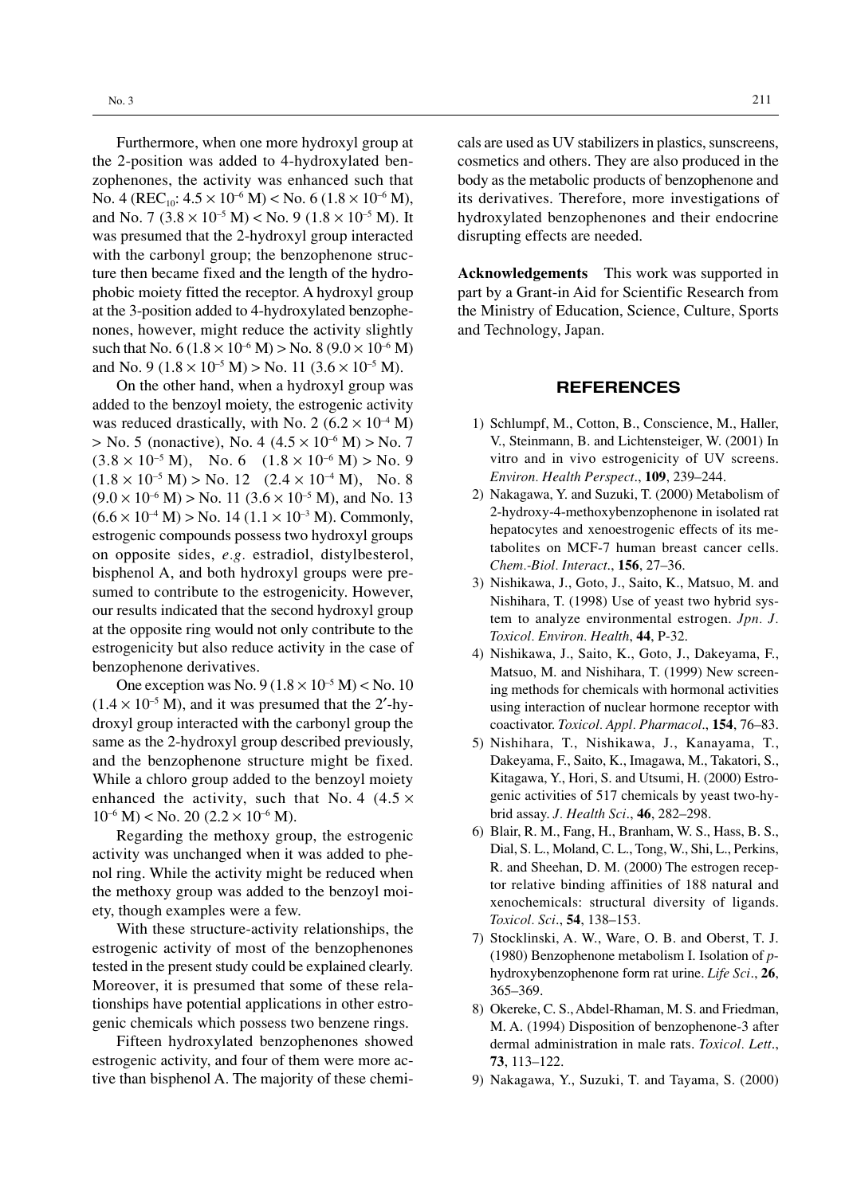Furthermore, when one more hydroxyl group at the 2-position was added to 4-hydroxylated benzophenones, the activity was enhanced such that No. 4 ($REC_{10}$: $4.5 \times 10^{-6}$ M) < No. 6 ($1.8 \times 10^{-6}$ M), and No. 7 ($3.8 \times 10^{-5}$ M) < No. 9 ($1.8 \times 10^{-5}$ M). It was presumed that the 2-hydroxyl group interacted with the carbonyl group; the benzophenone structure then became fixed and the length of the hydrophobic moiety fitted the receptor. A hydroxyl group at the 3-position added to 4-hydroxylated benzophenones, however, might reduce the activity slightly such that No. 6 ($1.8 \times 10^{-6}$ M) > No. 8 ($9.0 \times 10^{-6}$ M) and No. 9 ($1.8 \times 10^{-5}$ M) > No. 11 ($3.6 \times 10^{-5}$ M).

On the other hand, when a hydroxyl group was added to the benzoyl moiety, the estrogenic activity was reduced drastically, with No. 2 ($6.2 \times 10^{-4}$ M) > No. 5 (nonactive), No. 4 ($4.5 \times 10^{-6}$ M) > No. 7 ($3.8 \times 10^{-5}$ M), No. 6 ($1.8 \times 10^{-6}$ M) > No. 9 ($1.8 \times 10^{-5}$ M) > No. 12 ($2.4 \times 10^{-4}$ M), No. 8 ($9.0 \times 10^{-6}$ M) > No. 11 ($3.6 \times 10^{-5}$ M), and No. 13 ($6.6 \times 10^{-4}$ M) > No. 14 ($1.1 \times 10^{-3}$ M). Commonly, estrogenic compounds possess two hydroxyl groups on opposite sides, *e.g.* estradiol, distylbesterol, bisphenol A, and both hydroxyl groups were presumed to contribute to the estrogenicity. However, our results indicated that the second hydroxyl group at the opposite ring would not only contribute to the estrogenicity but also reduce activity in the case of benzophenone derivatives.

One exception was No. 9 ($1.8 \times 10^{-5}$ M) < No. 10 ($1.4 \times 10^{-5}$ M), and it was presumed that the 2′-hydroxyl group interacted with the carbonyl group the same as the 2-hydroxyl group described previously, and the benzophenone structure might be fixed. While a chloro group added to the benzoyl moiety enhanced the activity, such that No. 4 ($4.5 \times 10^{-6}$ M) < No. 20 ($2.2 \times 10^{-6}$ M).

Regarding the methoxy group, the estrogenic activity was unchanged when it was added to phenol ring. While the activity might be reduced when the methoxy group was added to the benzoyl moiety, though examples were a few.

With these structure-activity relationships, the estrogenic activity of most of the benzophenones tested in the present study could be explained clearly. Moreover, it is presumed that some of these relationships have potential applications in other estrogenic chemicals which possess two benzene rings.

Fifteen hydroxylated benzophenones showed estrogenic activity, and four of them were more active than bisphenol A. The majority of these chemicals are used as UV stabilizers in plastics, sunscreens, cosmetics and others. They are also produced in the body as the metabolic products of benzophenone and its derivatives. Therefore, more investigations of hydroxylated benzophenones and their endocrine disrupting effects are needed.

**Acknowledgements** This work was supported in part by a Grant-in Aid for Scientific Research from the Ministry of Education, Science, Culture, Sports and Technology, Japan.

## REFERENCES

1) Schlumpf, M., Cotton, B., Conscience, M., Haller, V., Steinmann, B. and Lichtensteiger, W. (2001) In vitro and in vivo estrogenicity of UV screens. *Environ. Health Perspect.*, **109**, 239–244.
2) Nakagawa, Y. and Suzuki, T. (2000) Metabolism of 2-hydroxy-4-methoxybenzophenone in isolated rat hepatocytes and xenoestrogenic effects of its metabolites on MCF-7 human breast cancer cells. *Chem.-Biol. Interact.*, **156**, 27–36.
3) Nishikawa, J., Goto, J., Saito, K., Matsuo, M. and Nishihara, T. (1998) Use of yeast two hybrid system to analyze environmental estrogen. *Jpn. J. Toxicol. Environ. Health*, **44**, P-32.
4) Nishikawa, J., Saito, K., Goto, J., Dakeyama, F., Matsuo, M. and Nishihara, T. (1999) New screening methods for chemicals with hormonal activities using interaction of nuclear hormone receptor with coactivator. *Toxicol. Appl. Pharmacol.*, **154**, 76–83.
5) Nishihara, T., Nishikawa, J., Kanayama, T., Dakeyama, F., Saito, K., Imagawa, M., Takatori, S., Kitagawa, Y., Hori, S. and Utsumi, H. (2000) Estrogenic activities of 517 chemicals by yeast two-hybrid assay. *J. Health Sci.*, **46**, 282–298.
6) Blair, R. M., Fang, H., Branham, W. S., Hass, B. S., Dial, S. L., Moland, C. L., Tong, W., Shi, L., Perkins, R. and Sheehan, D. M. (2000) The estrogen receptor relative binding affinities of 188 natural and xenochemicals: structural diversity of ligands. *Toxicol. Sci.*, **54**, 138–153.
7) Stocklinski, A. W., Ware, O. B. and Oberst, T. J. (1980) Benzophenone metabolism I. Isolation of *p*-hydroxybenzophenone form rat urine. *Life Sci.*, **26**, 365–369.
8) Okereke, C. S., Abdel-Rhaman, M. S. and Friedman, M. A. (1994) Disposition of benzophenone-3 after dermal administration in male rats. *Toxicol. Lett.*, **73**, 113–122.
9) Nakagawa, Y., Suzuki, T. and Tayama, S. (2000)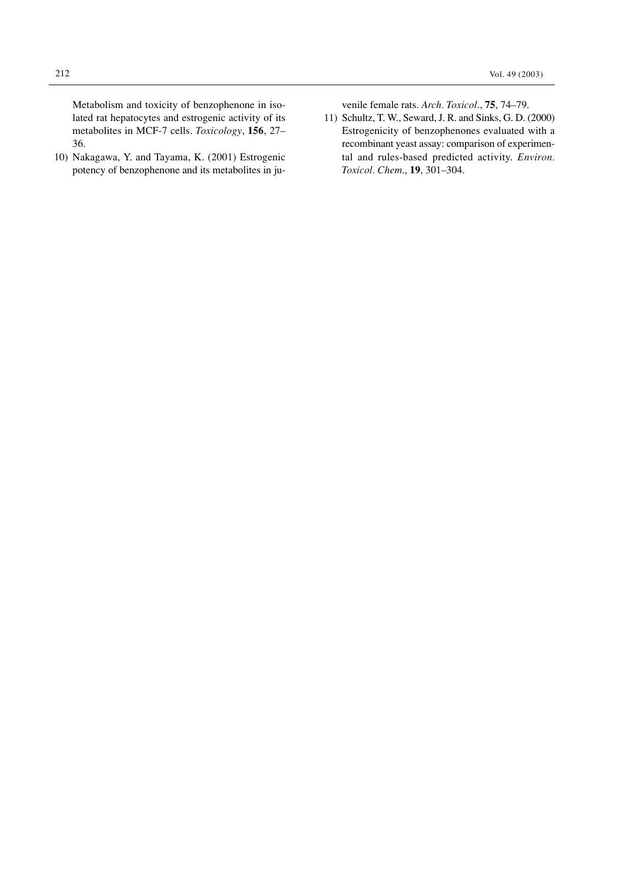Metabolism and toxicity of benzophenone in isolated rat hepatocytes and estrogenic activity of its metabolites in MCF-7 cells. *Toxicology*, **156**, 27–36.

10) Nakagawa, Y. and Tayama, K. (2001) Estrogenic potency of benzophenone and its metabolites in juvenile female rats. *Arch. Toxicol.*, **75**, 74–79.

11) Schultz, T. W., Seward, J. R. and Sinks, G. D. (2000) Estrogenicity of benzophenones evaluated with a recombinant yeast assay: comparison of experimental and rules-based predicted activity. *Environ. Toxicol. Chem.*, **19**, 301–304.